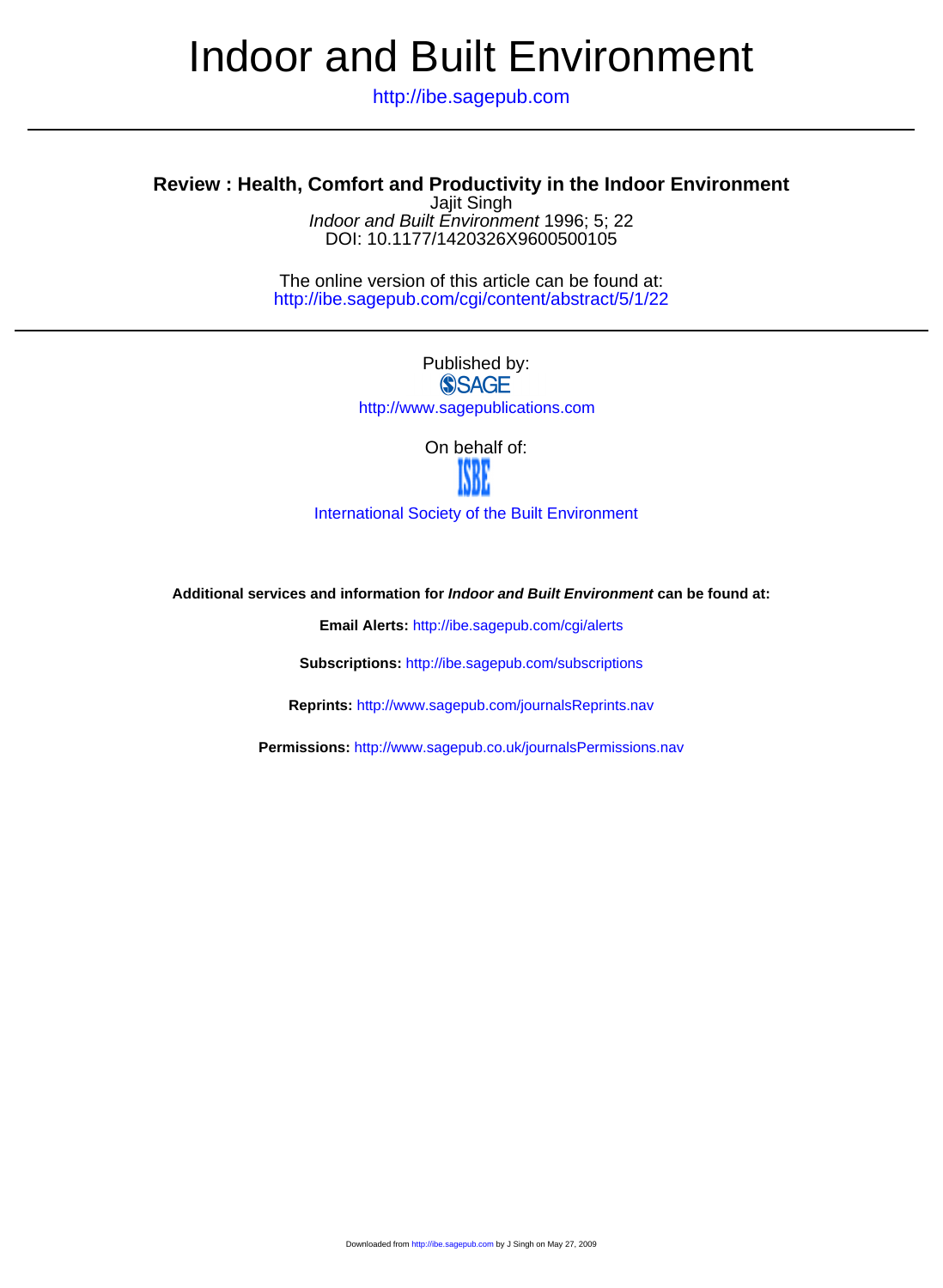# Indoor and Built Environment

http://ibe.sagepub.com

---

## Review : Health, Comfort and Productivity in the Indoor Environment

Jajit Singh

*Indoor and Built Environment* 1996; 5; 22

DOI: 10.1177/1420326X9600500105

The online version of this article can be found at:
http://ibe.sagepub.com/cgi/content/abstract/5/1/22

---

Published by:

SAGE

http://www.sagepublications.com

On behalf of:

ISBE

International Society of the Built Environment

**Additional services and information for *Indoor and Built Environment* can be found at:**

**Email Alerts:** http://ibe.sagepub.com/cgi/alerts

**Subscriptions:** http://ibe.sagepub.com/subscriptions

**Reprints:** http://www.sagepub.com/journalsReprints.nav

**Permissions:** http://www.sagepub.co.uk/journalsPermissions.nav

Downloaded from http://ibe.sagepub.com by J Singh on May 27, 2009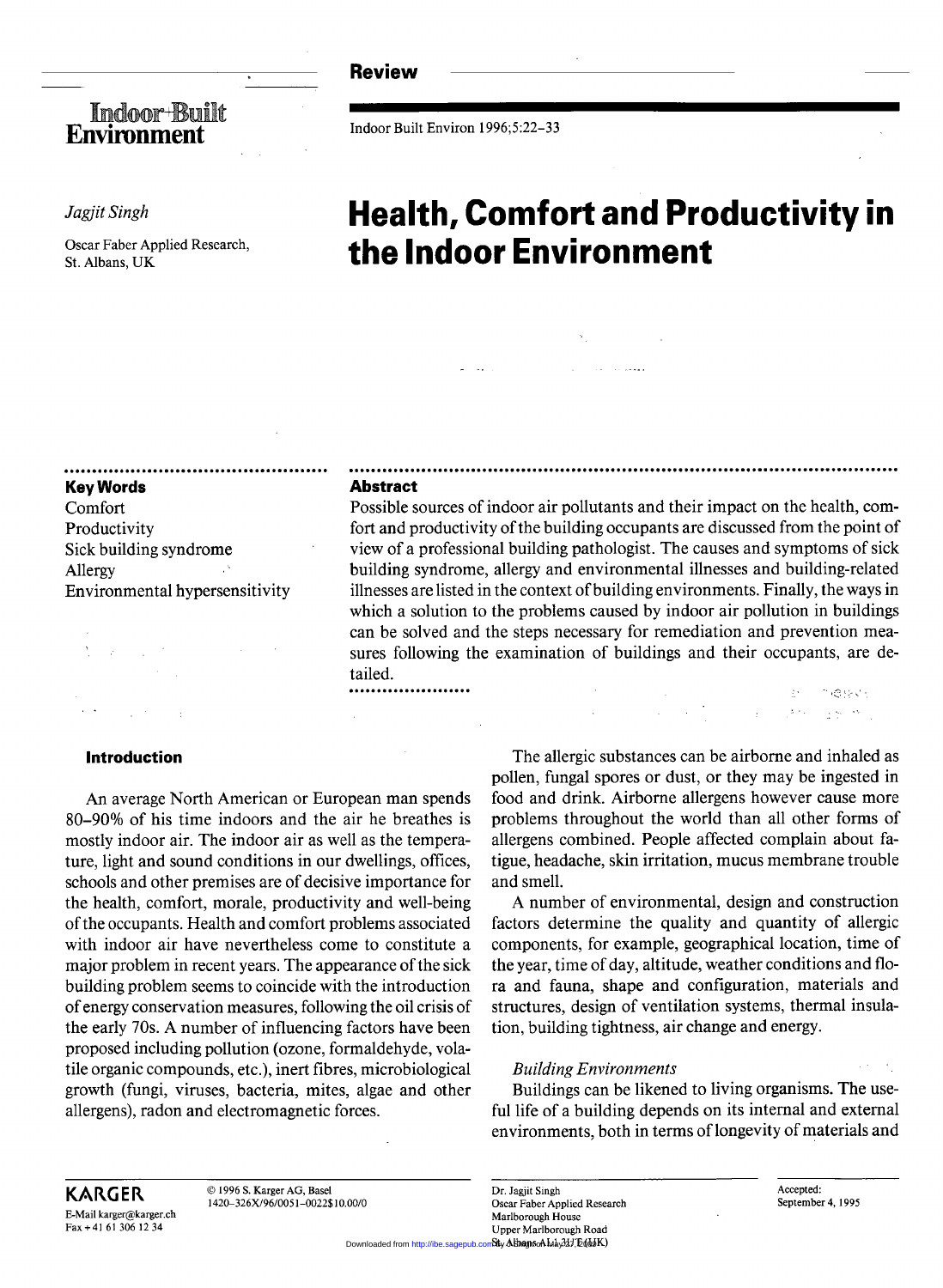Review

# Health, Comfort and Productivity in the Indoor Environment

*Jagjit Singh*

Oscar Faber Applied Research, St. Albans, UK

**Key Words**

Comfort
Productivity
Sick building syndrome
Allergy
Environmental hypersensitivity

**Abstract**

Possible sources of indoor air pollutants and their impact on the health, comfort and productivity of the building occupants are discussed from the point of view of a professional building pathologist. The causes and symptoms of sick building syndrome, allergy and environmental illnesses and building-related illnesses are listed in the context of building environments. Finally, the ways in which a solution to the problems caused by indoor air pollution in buildings can be solved and the steps necessary for remediation and prevention measures following the examination of buildings and their occupants, are detailed.

## Introduction

An average North American or European man spends 80–90% of his time indoors and the air he breathes is mostly indoor air. The indoor air as well as the temperature, light and sound conditions in our dwellings, offices, schools and other premises are of decisive importance for the health, comfort, morale, productivity and well-being of the occupants. Health and comfort problems associated with indoor air have nevertheless come to constitute a major problem in recent years. The appearance of the sick building problem seems to coincide with the introduction of energy conservation measures, following the oil crisis of the early 70s. A number of influencing factors have been proposed including pollution (ozone, formaldehyde, volatile organic compounds, etc.), inert fibres, microbiological growth (fungi, viruses, bacteria, mites, algae and other allergens), radon and electromagnetic forces.

The allergic substances can be airborne and inhaled as pollen, fungal spores or dust, or they may be ingested in food and drink. Airborne allergens however cause more problems throughout the world than all other forms of allergens combined. People affected complain about fatigue, headache, skin irritation, mucus membrane trouble and smell.

A number of environmental, design and construction factors determine the quality and quantity of allergic components, for example, geographical location, time of the year, time of day, altitude, weather conditions and flora and fauna, shape and configuration, materials and structures, design of ventilation systems, thermal insulation, building tightness, air change and energy.

### *Building Environments*

Buildings can be likened to living organisms. The useful life of a building depends on its internal and external environments, both in terms of longevity of materials and

KARGER
E-Mail karger@karger.ch
Fax +41 61 306 12 34

© 1996 S. Karger AG, Basel
1420–326X/96/0051–0022$10.00/0

Dr. Jagjit Singh
Oscar Faber Applied Research
Marlborough House
Upper Marlborough Road
St. Albans AL1 3UT (UK)

Accepted:
September 4, 1995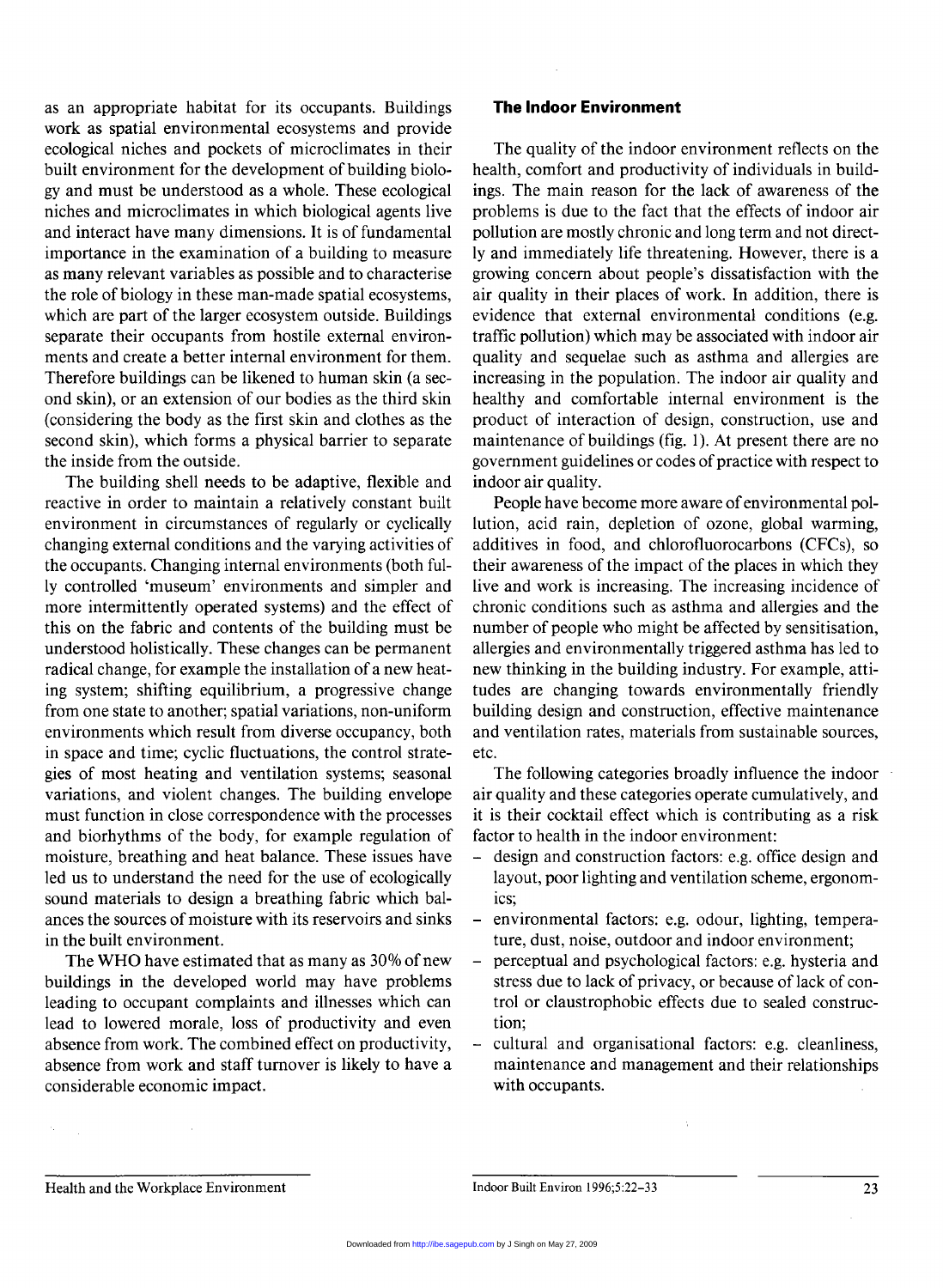as an appropriate habitat for its occupants. Buildings work as spatial environmental ecosystems and provide ecological niches and pockets of microclimates in their built environment for the development of building biology and must be understood as a whole. These ecological niches and microclimates in which biological agents live and interact have many dimensions. It is of fundamental importance in the examination of a building to measure as many relevant variables as possible and to characterise the role of biology in these man-made spatial ecosystems, which are part of the larger ecosystem outside. Buildings separate their occupants from hostile external environments and create a better internal environment for them. Therefore buildings can be likened to human skin (a second skin), or an extension of our bodies as the third skin (considering the body as the first skin and clothes as the second skin), which forms a physical barrier to separate the inside from the outside.

The building shell needs to be adaptive, flexible and reactive in order to maintain a relatively constant built environment in circumstances of regularly or cyclically changing external conditions and the varying activities of the occupants. Changing internal environments (both fully controlled 'museum' environments and simpler and more intermittently operated systems) and the effect of this on the fabric and contents of the building must be understood holistically. These changes can be permanent radical change, for example the installation of a new heating system; shifting equilibrium, a progressive change from one state to another; spatial variations, non-uniform environments which result from diverse occupancy, both in space and time; cyclic fluctuations, the control strategies of most heating and ventilation systems; seasonal variations, and violent changes. The building envelope must function in close correspondence with the processes and biorhythms of the body, for example regulation of moisture, breathing and heat balance. These issues have led us to understand the need for the use of ecologically sound materials to design a breathing fabric which balances the sources of moisture with its reservoirs and sinks in the built environment.

The WHO have estimated that as many as 30% of new buildings in the developed world may have problems leading to occupant complaints and illnesses which can lead to lowered morale, loss of productivity and even absence from work. The combined effect on productivity, absence from work and staff turnover is likely to have a considerable economic impact.

## The Indoor Environment

The quality of the indoor environment reflects on the health, comfort and productivity of individuals in buildings. The main reason for the lack of awareness of the problems is due to the fact that the effects of indoor air pollution are mostly chronic and long term and not directly and immediately life threatening. However, there is a growing concern about people's dissatisfaction with the air quality in their places of work. In addition, there is evidence that external environmental conditions (e.g. traffic pollution) which may be associated with indoor air quality and sequelae such as asthma and allergies are increasing in the population. The indoor air quality and healthy and comfortable internal environment is the product of interaction of design, construction, use and maintenance of buildings (fig. 1). At present there are no government guidelines or codes of practice with respect to indoor air quality.

People have become more aware of environmental pollution, acid rain, depletion of ozone, global warming, additives in food, and chlorofluorocarbons (CFCs), so their awareness of the impact of the places in which they live and work is increasing. The increasing incidence of chronic conditions such as asthma and allergies and the number of people who might be affected by sensitisation, allergies and environmentally triggered asthma has led to new thinking in the building industry. For example, attitudes are changing towards environmentally friendly building design and construction, effective maintenance and ventilation rates, materials from sustainable sources, etc.

The following categories broadly influence the indoor air quality and these categories operate cumulatively, and it is their cocktail effect which is contributing as a risk factor to health in the indoor environment:

- design and construction factors: e.g. office design and layout, poor lighting and ventilation scheme, ergonomics;
- environmental factors: e.g. odour, lighting, temperature, dust, noise, outdoor and indoor environment;
- perceptual and psychological factors: e.g. hysteria and stress due to lack of privacy, or because of lack of control or claustrophobic effects due to sealed construction;
- cultural and organisational factors: e.g. cleanliness, maintenance and management and their relationships with occupants.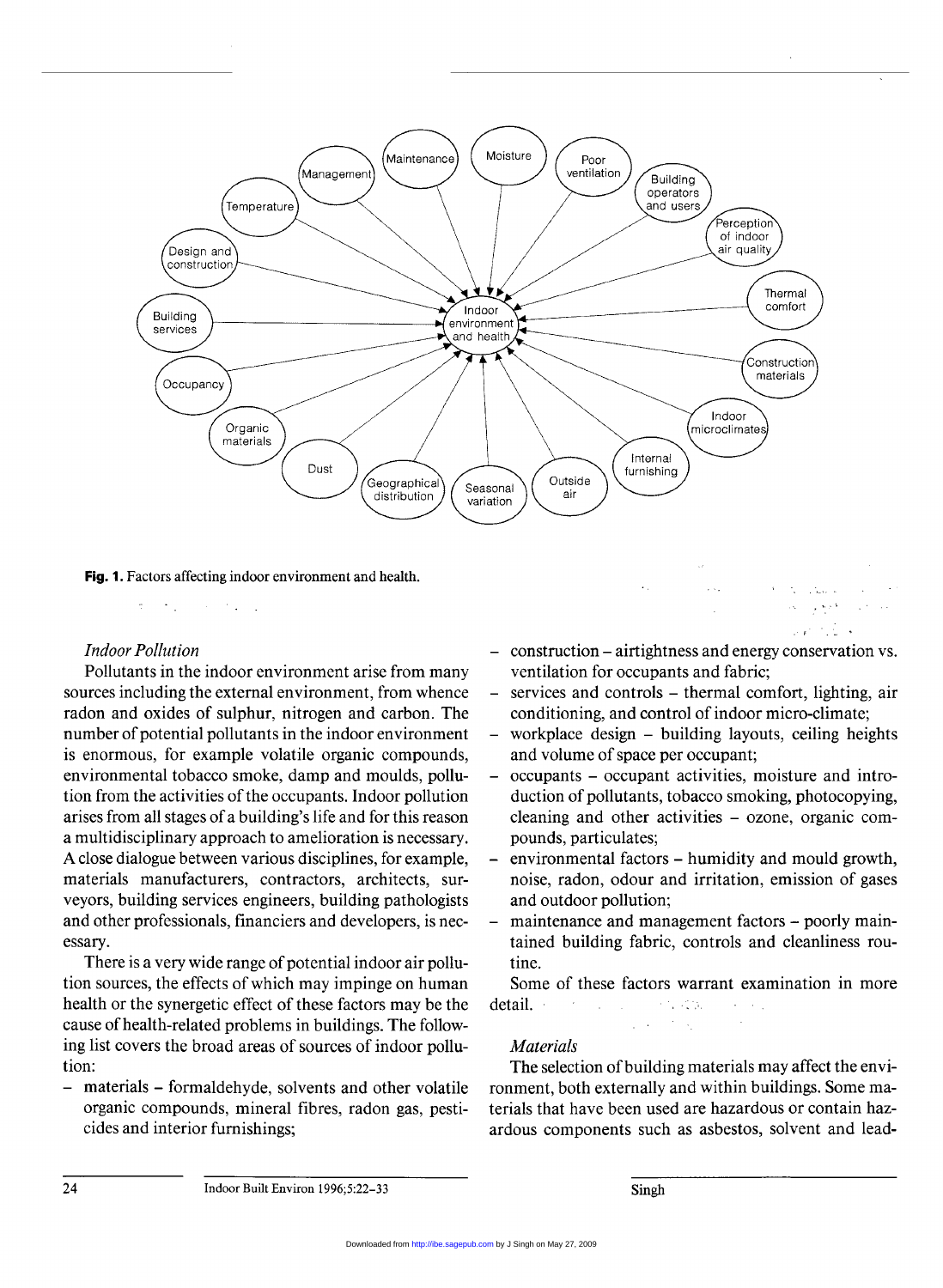**Fig. 1.** Factors affecting indoor environment and health.

*Indoor Pollution*

Pollutants in the indoor environment arise from many sources including the external environment, from whence radon and oxides of sulphur, nitrogen and carbon. The number of potential pollutants in the indoor environment is enormous, for example volatile organic compounds, environmental tobacco smoke, damp and moulds, pollution from the activities of the occupants. Indoor pollution arises from all stages of a building's life and for this reason a multidisciplinary approach to amelioration is necessary. A close dialogue between various disciplines, for example, materials manufacturers, contractors, architects, surveyors, building services engineers, building pathologists and other professionals, financiers and developers, is necessary.

There is a very wide range of potential indoor air pollution sources, the effects of which may impinge on human health or the synergetic effect of these factors may be the cause of health-related problems in buildings. The following list covers the broad areas of sources of indoor pollution:

- materials – formaldehyde, solvents and other volatile organic compounds, mineral fibres, radon gas, pesticides and interior furnishings;
- construction – airtightness and energy conservation vs. ventilation for occupants and fabric;
- services and controls – thermal comfort, lighting, air conditioning, and control of indoor micro-climate;
- workplace design – building layouts, ceiling heights and volume of space per occupant;
- occupants – occupant activities, moisture and introduction of pollutants, tobacco smoking, photocopying, cleaning and other activities – ozone, organic compounds, particulates;
- environmental factors – humidity and mould growth, noise, radon, odour and irritation, emission of gases and outdoor pollution;
- maintenance and management factors – poorly maintained building fabric, controls and cleanliness routine.

Some of these factors warrant examination in more detail.

*Materials*

The selection of building materials may affect the environment, both externally and within buildings. Some materials that have been used are hazardous or contain hazardous components such as asbestos, solvent and lead-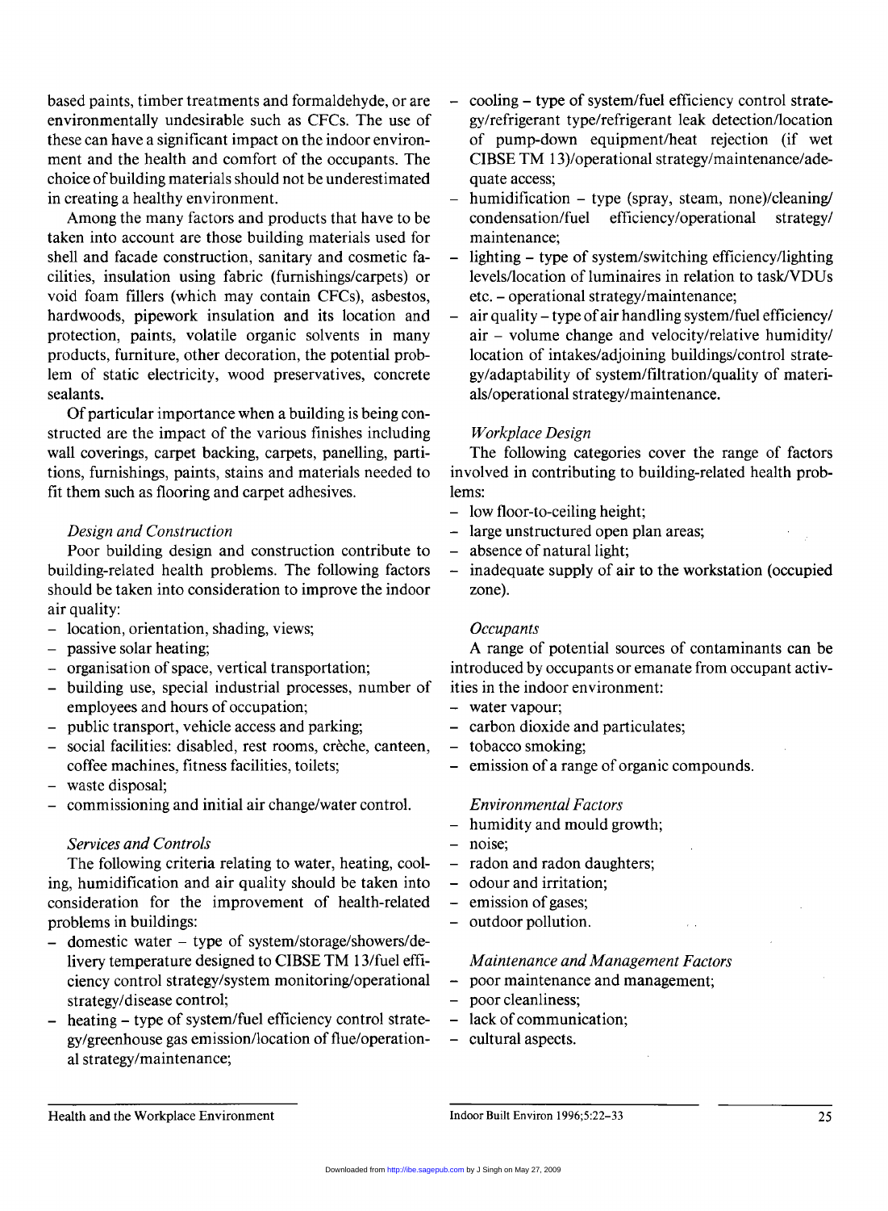based paints, timber treatments and formaldehyde, or are environmentally undesirable such as CFCs. The use of these can have a significant impact on the indoor environment and the health and comfort of the occupants. The choice of building materials should not be underestimated in creating a healthy environment.

Among the many factors and products that have to be taken into account are those building materials used for shell and facade construction, sanitary and cosmetic facilities, insulation using fabric (furnishings/carpets) or void foam fillers (which may contain CFCs), asbestos, hardwoods, pipework insulation and its location and protection, paints, volatile organic solvents in many products, furniture, other decoration, the potential problem of static electricity, wood preservatives, concrete sealants.

Of particular importance when a building is being constructed are the impact of the various finishes including wall coverings, carpet backing, carpets, panelling, partitions, furnishings, paints, stains and materials needed to fit them such as flooring and carpet adhesives.

*Design and Construction*

Poor building design and construction contribute to building-related health problems. The following factors should be taken into consideration to improve the indoor air quality:

- location, orientation, shading, views;
- passive solar heating;
- organisation of space, vertical transportation;
- building use, special industrial processes, number of employees and hours of occupation;
- public transport, vehicle access and parking;
- social facilities: disabled, rest rooms, crèche, canteen, coffee machines, fitness facilities, toilets;
- waste disposal;
- commissioning and initial air change/water control.

*Services and Controls*

The following criteria relating to water, heating, cooling, humidification and air quality should be taken into consideration for the improvement of health-related problems in buildings:

- domestic water – type of system/storage/showers/delivery temperature designed to CIBSE TM 13/fuel efficiency control strategy/system monitoring/operational strategy/disease control;
- heating – type of system/fuel efficiency control strategy/greenhouse gas emission/location of flue/operational strategy/maintenance;
- cooling – type of system/fuel efficiency control strategy/refrigerant type/refrigerant leak detection/location of pump-down equipment/heat rejection (if wet CIBSE TM 13)/operational strategy/maintenance/adequate access;
- humidification – type (spray, steam, none)/cleaning/condensation/fuel efficiency/operational strategy/maintenance;
- lighting – type of system/switching efficiency/lighting levels/location of luminaires in relation to task/VDUs etc. – operational strategy/maintenance;
- air quality – type of air handling system/fuel efficiency/air – volume change and velocity/relative humidity/location of intakes/adjoining buildings/control strategy/adaptability of system/filtration/quality of materials/operational strategy/maintenance.

*Workplace Design*

The following categories cover the range of factors involved in contributing to building-related health problems:

- low floor-to-ceiling height;
- large unstructured open plan areas;
- absence of natural light;
- inadequate supply of air to the workstation (occupied zone).

*Occupants*

A range of potential sources of contaminants can be introduced by occupants or emanate from occupant activities in the indoor environment:

- water vapour;
- carbon dioxide and particulates;
- tobacco smoking;
- emission of a range of organic compounds.

*Environmental Factors*

- humidity and mould growth;
- noise;
- radon and radon daughters;
- odour and irritation;
- emission of gases;
- outdoor pollution.

*Maintenance and Management Factors*

- poor maintenance and management;
- poor cleanliness;
- lack of communication;
- cultural aspects.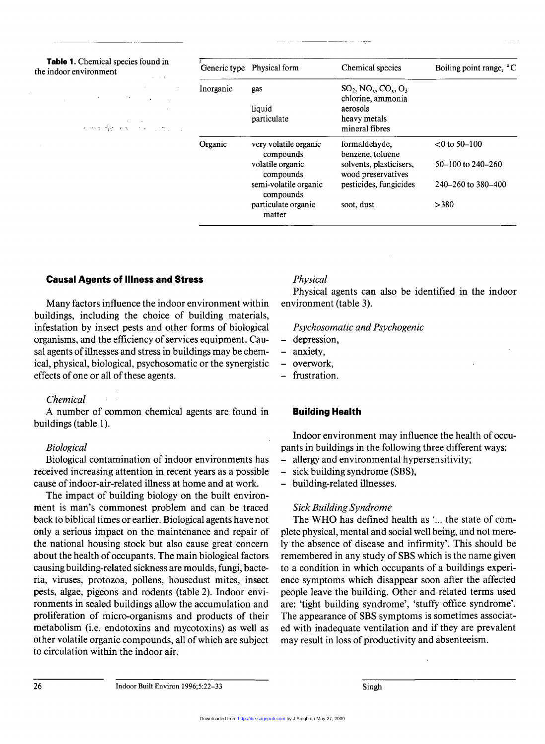**Table 1.** Chemical species found in the indoor environment

| Generic type | Physical form | Chemical species | Boiling point range, °C |
|---|---|---|---|
| Inorganic | gas | $SO_2$, $NO_x$, $CO_x$, $O_3$ chlorine, ammonia | |
| | liquid | aerosols | |
| | particulate | heavy metals mineral fibres | |
| Organic | very volatile organic compounds | formaldehyde, benzene, toluene | <0 to 50–100 |
| | volatile organic compounds | solvents, plasticisers, wood preservatives | 50–100 to 240–260 |
| | semi-volatile organic compounds | pesticides, fungicides | 240–260 to 380–400 |
| | particulate organic matter | soot, dust | >380 |

## Causal Agents of Illness and Stress

Many factors influence the indoor environment within buildings, including the choice of building materials, infestation by insect pests and other forms of biological organisms, and the efficiency of services equipment. Causal agents of illnesses and stress in buildings may be chemical, physical, biological, psychosomatic or the synergistic effects of one or all of these agents.

### *Chemical*

A number of common chemical agents are found in buildings (table 1).

### *Biological*

Biological contamination of indoor environments has received increasing attention in recent years as a possible cause of indoor-air-related illness at home and at work.

The impact of building biology on the built environment is man's commonest problem and can be traced back to biblical times or earlier. Biological agents have not only a serious impact on the maintenance and repair of the national housing stock but also cause great concern about the health of occupants. The main biological factors causing building-related sickness are moulds, fungi, bacteria, viruses, protozoa, pollens, housedust mites, insect pests, algae, pigeons and rodents (table 2). Indoor environments in sealed buildings allow the accumulation and proliferation of micro-organisms and products of their metabolism (i.e. endotoxins and mycotoxins) as well as other volatile organic compounds, all of which are subject to circulation within the indoor air.

### *Physical*

Physical agents can also be identified in the indoor environment (table 3).

### *Psychosomatic and Psychogenic*

- depression,
- anxiety,
- overwork,
- frustration.

## Building Health

Indoor environment may influence the health of occupants in buildings in the following three different ways:

- allergy and environmental hypersensitivity;
- sick building syndrome (SBS),
- building-related illnesses.

### *Sick Building Syndrome*

The WHO has defined health as '... the state of complete physical, mental and social well being, and not merely the absence of disease and infirmity'. This should be remembered in any study of SBS which is the name given to a condition in which occupants of a buildings experience symptoms which disappear soon after the affected people leave the building. Other and related terms used are: 'tight building syndrome', 'stuffy office syndrome'. The appearance of SBS symptoms is sometimes associated with inadequate ventilation and if they are prevalent may result in loss of productivity and absenteeism.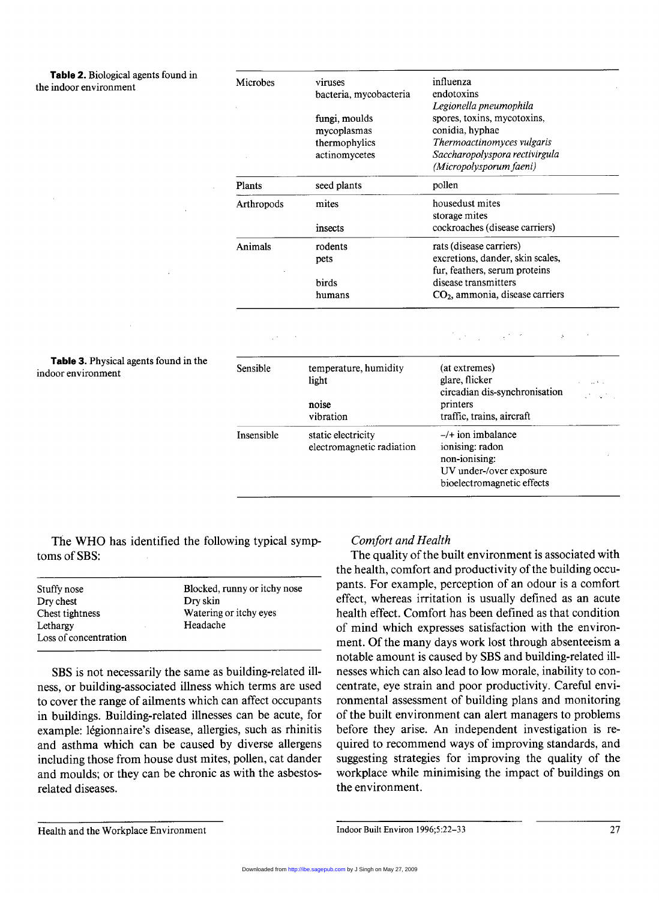**Table 2.** Biological agents found in the indoor environment

| | | |
|---|---|---|
| Microbes | viruses | influenza |
| | bacteria, mycobacteria | endotoxins |
| | | *Legionella pneumophila* |
| | fungi, moulds | spores, toxins, mycotoxins, |
| | mycoplasmas | conidia, hyphae |
| | thermophylics | *Thermoactinomyces vulgaris* |
| | actinomycetes | *Saccharopolyspora rectivirgula* |
| | | *(Micropolysporum faeni)* |
| Plants | seed plants | pollen |
| Arthropods | mites | housedust mites |
| | | storage mites |
| | insects | cockroaches (disease carriers) |
| Animals | rodents | rats (disease carriers) |
| | pets | excretions, dander, skin scales, |
| | | fur, feathers, serum proteins |
| | birds | disease transmitters |
| | humans | $CO_2$, ammonia, disease carriers |

**Table 3.** Physical agents found in the indoor environment

| | | |
|---|---|---|
| Sensible | temperature, humidity | (at extremes) |
| | light | glare, flicker |
| | | circadian dis-synchronisation |
| | noise | printers |
| | vibration | traffic, trains, aircraft |
| Insensible | static electricity | −/+ ion imbalance |
| | electromagnetic radiation | ionising: radon |
| | | non-ionising: |
| | | UV under-/over exposure |
| | | bioelectromagnetic effects |

The WHO has identified the following typical symptoms of SBS:

| | |
|---|---|
| Stuffy nose | Blocked, runny or itchy nose |
| Dry chest | Dry skin |
| Chest tightness | Watering or itchy eyes |
| Lethargy | Headache |
| Loss of concentration | |

SBS is not necessarily the same as building-related illness, or building-associated illness which terms are used to cover the range of ailments which can affect occupants in buildings. Building-related illnesses can be acute, for example: légionnaire's disease, allergies, such as rhinitis and asthma which can be caused by diverse allergens including those from house dust mites, pollen, cat dander and moulds; or they can be chronic as with the asbestos-related diseases.

### *Comfort and Health*

The quality of the built environment is associated with the health, comfort and productivity of the building occupants. For example, perception of an odour is a comfort effect, whereas irritation is usually defined as an acute health effect. Comfort has been defined as that condition of mind which expresses satisfaction with the environment. Of the many days work lost through absenteeism a notable amount is caused by SBS and building-related illnesses which can also lead to low morale, inability to concentrate, eye strain and poor productivity. Careful environmental assessment of building plans and monitoring of the built environment can alert managers to problems before they arise. An independent investigation is required to recommend ways of improving standards, and suggesting strategies for improving the quality of the workplace while minimising the impact of buildings on the environment.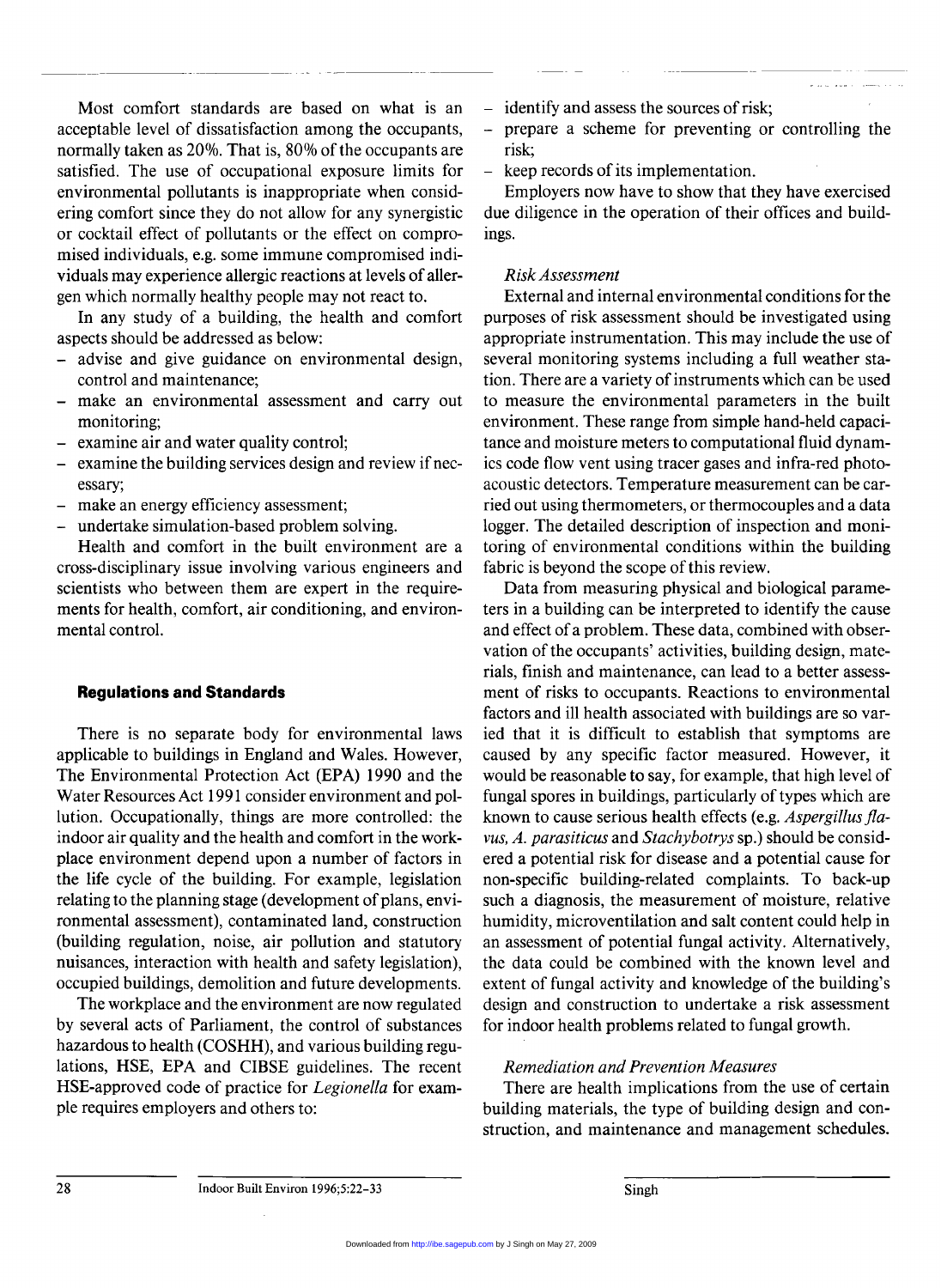Most comfort standards are based on what is an acceptable level of dissatisfaction among the occupants, normally taken as 20%. That is, 80% of the occupants are satisfied. The use of occupational exposure limits for environmental pollutants is inappropriate when considering comfort since they do not allow for any synergistic or cocktail effect of pollutants or the effect on compromised individuals, e.g. some immune compromised individuals may experience allergic reactions at levels of allergen which normally healthy people may not react to.

In any study of a building, the health and comfort aspects should be addressed as below:

- advise and give guidance on environmental design, control and maintenance;
- make an environmental assessment and carry out monitoring;
- examine air and water quality control;
- examine the building services design and review if necessary;
- make an energy efficiency assessment;
- undertake simulation-based problem solving.

Health and comfort in the built environment are a cross-disciplinary issue involving various engineers and scientists who between them are expert in the requirements for health, comfort, air conditioning, and environmental control.

## Regulations and Standards

There is no separate body for environmental laws applicable to buildings in England and Wales. However, The Environmental Protection Act (EPA) 1990 and the Water Resources Act 1991 consider environment and pollution. Occupationally, things are more controlled: the indoor air quality and the health and comfort in the workplace environment depend upon a number of factors in the life cycle of the building. For example, legislation relating to the planning stage (development of plans, environmental assessment), contaminated land, construction (building regulation, noise, air pollution and statutory nuisances, interaction with health and safety legislation), occupied buildings, demolition and future developments.

The workplace and the environment are now regulated by several acts of Parliament, the control of substances hazardous to health (COSHH), and various building regulations, HSE, EPA and CIBSE guidelines. The recent HSE-approved code of practice for *Legionella* for example requires employers and others to:

- identify and assess the sources of risk;
- prepare a scheme for preventing or controlling the risk;
- keep records of its implementation.

Employers now have to show that they have exercised due diligence in the operation of their offices and buildings.

### *Risk Assessment*

External and internal environmental conditions for the purposes of risk assessment should be investigated using appropriate instrumentation. This may include the use of several monitoring systems including a full weather station. There are a variety of instruments which can be used to measure the environmental parameters in the built environment. These range from simple hand-held capacitance and moisture meters to computational fluid dynamics code flow vent using tracer gases and infra-red photo-acoustic detectors. Temperature measurement can be carried out using thermometers, or thermocouples and a data logger. The detailed description of inspection and monitoring of environmental conditions within the building fabric is beyond the scope of this review.

Data from measuring physical and biological parameters in a building can be interpreted to identify the cause and effect of a problem. These data, combined with observation of the occupants' activities, building design, materials, finish and maintenance, can lead to a better assessment of risks to occupants. Reactions to environmental factors and ill health associated with buildings are so varied that it is difficult to establish that symptoms are caused by any specific factor measured. However, it would be reasonable to say, for example, that high level of fungal spores in buildings, particularly of types which are known to cause serious health effects (e.g. *Aspergillus flavus, A. parasiticus* and *Stachybotrys* sp.) should be considered a potential risk for disease and a potential cause for non-specific building-related complaints. To back-up such a diagnosis, the measurement of moisture, relative humidity, microventilation and salt content could help in an assessment of potential fungal activity. Alternatively, the data could be combined with the known level and extent of fungal activity and knowledge of the building's design and construction to undertake a risk assessment for indoor health problems related to fungal growth.

### *Remediation and Prevention Measures*

There are health implications from the use of certain building materials, the type of building design and construction, and maintenance and management schedules.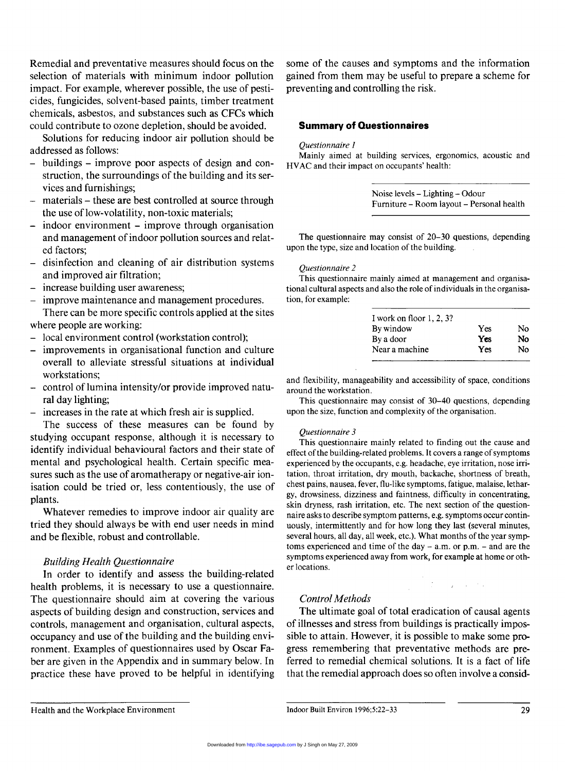Remedial and preventative measures should focus on the selection of materials with minimum indoor pollution impact. For example, wherever possible, the use of pesticides, fungicides, solvent-based paints, timber treatment chemicals, asbestos, and substances such as CFCs which could contribute to ozone depletion, should be avoided.

Solutions for reducing indoor air pollution should be addressed as follows:

- buildings – improve poor aspects of design and construction, the surroundings of the building and its services and furnishings;
- materials – these are best controlled at source through the use of low-volatility, non-toxic materials;
- indoor environment – improve through organisation and management of indoor pollution sources and related factors;
- disinfection and cleaning of air distribution systems and improved air filtration;
- increase building user awareness;
- improve maintenance and management procedures.

There can be more specific controls applied at the sites where people are working:

- local environment control (workstation control);
- improvements in organisational function and culture overall to alleviate stressful situations at individual workstations;
- control of lumina intensity/or provide improved natural day lighting;
- increases in the rate at which fresh air is supplied.

The success of these measures can be found by studying occupant response, although it is necessary to identify individual behavioural factors and their state of mental and psychological health. Certain specific measures such as the use of aromatherapy or negative-air ionisation could be tried or, less contentiously, the use of plants.

Whatever remedies to improve indoor air quality are tried they should always be with end user needs in mind and be flexible, robust and controllable.

### *Building Health Questionnaire*

In order to identify and assess the building-related health problems, it is necessary to use a questionnaire. The questionnaire should aim at covering the various aspects of building design and construction, services and controls, management and organisation, cultural aspects, occupancy and use of the building and the building environment. Examples of questionnaires used by Oscar Faber are given in the Appendix and in summary below. In practice these have proved to be helpful in identifying some of the causes and symptoms and the information gained from them may be useful to prepare a scheme for preventing and controlling the risk.

## Summary of Questionnaires

*Questionnaire 1*

Mainly aimed at building services, ergonomics, acoustic and HVAC and their impact on occupants' health:

| Noise levels – Lighting – Odour |
|---|
| Furniture – Room layout – Personal health |

The questionnaire may consist of 20–30 questions, depending upon the type, size and location of the building.

*Questionnaire 2*

This questionnaire mainly aimed at management and organisational cultural aspects and also the role of individuals in the organisation, for example:

| I work on floor 1, 2, 3? | | |
|---|---|---|
| By window | Yes | No |
| By a door | Yes | No |
| Near a machine | Yes | No |

and flexibility, manageability and accessibility of space, conditions around the workstation.

This questionnaire may consist of 30–40 questions, depending upon the size, function and complexity of the organisation.

*Questionnaire 3*

This questionnaire mainly related to finding out the cause and effect of the building-related problems. It covers a range of symptoms experienced by the occupants, e.g. headache, eye irritation, nose irritation, throat irritation, dry mouth, backache, shortness of breath, chest pains, nausea, fever, flu-like symptoms, fatigue, malaise, lethargy, drowsiness, dizziness and faintness, difficulty in concentrating, skin dryness, rash irritation, etc. The next section of the questionnaire asks to describe symptom patterns, e.g. symptoms occur continuously, intermittently and for how long they last (several minutes, several hours, all day, all week, etc.). What months of the year symptoms experienced and time of the day – a.m. or p.m. – and are the symptoms experienced away from work, for example at home or other locations.

### *Control Methods*

The ultimate goal of total eradication of causal agents of illnesses and stress from buildings is practically impossible to attain. However, it is possible to make some progress remembering that preventative methods are preferred to remedial chemical solutions. It is a fact of life that the remedial approach does so often involve a consid-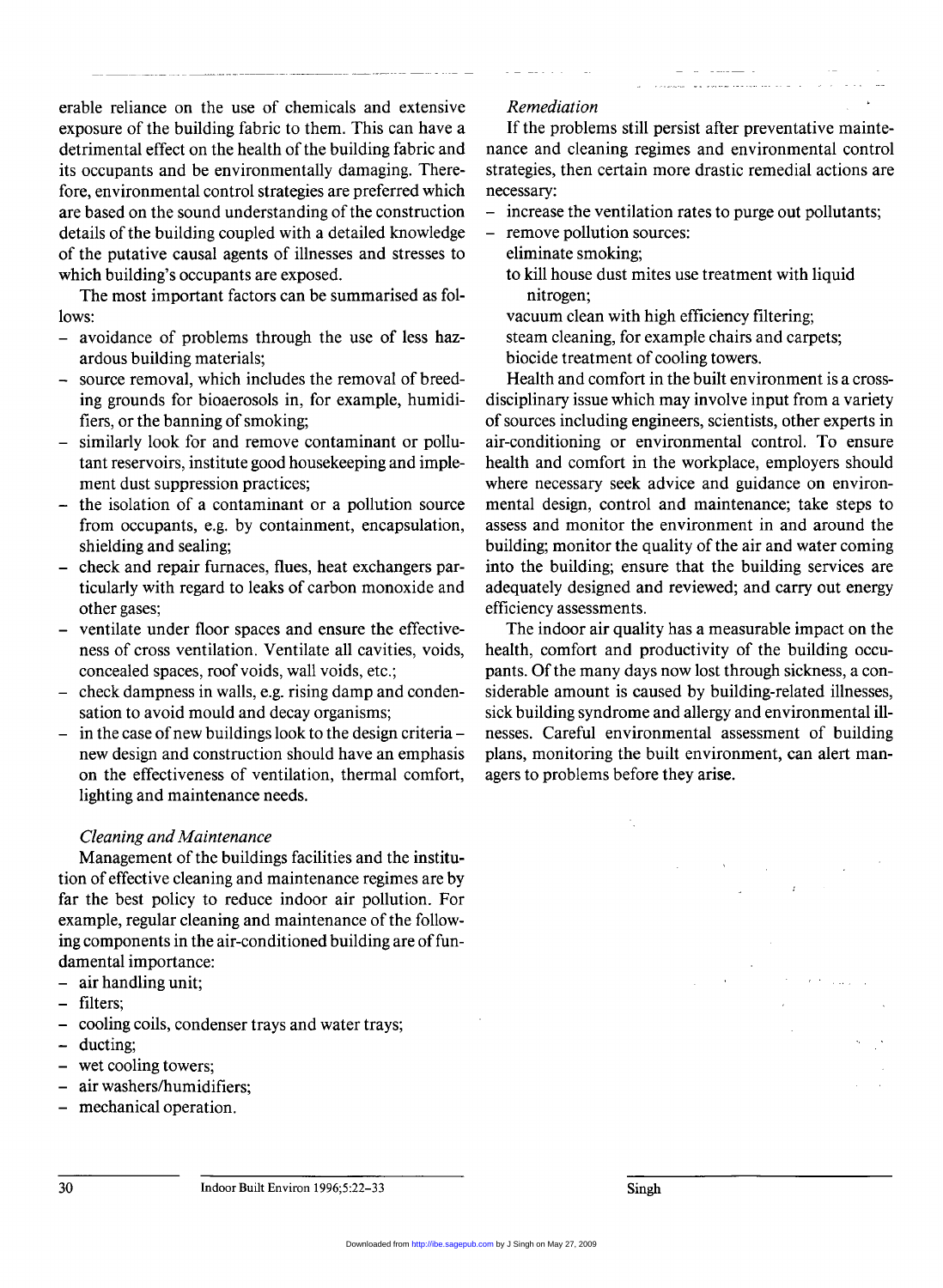erable reliance on the use of chemicals and extensive exposure of the building fabric to them. This can have a detrimental effect on the health of the building fabric and its occupants and be environmentally damaging. Therefore, environmental control strategies are preferred which are based on the sound understanding of the construction details of the building coupled with a detailed knowledge of the putative causal agents of illnesses and stresses to which building's occupants are exposed.

The most important factors can be summarised as follows:

- avoidance of problems through the use of less hazardous building materials;
- source removal, which includes the removal of breeding grounds for bioaerosols in, for example, humidifiers, or the banning of smoking;
- similarly look for and remove contaminant or pollutant reservoirs, institute good housekeeping and implement dust suppression practices;
- the isolation of a contaminant or a pollution source from occupants, e.g. by containment, encapsulation, shielding and sealing;
- check and repair furnaces, flues, heat exchangers particularly with regard to leaks of carbon monoxide and other gases;
- ventilate under floor spaces and ensure the effectiveness of cross ventilation. Ventilate all cavities, voids, concealed spaces, roof voids, wall voids, etc.;
- check dampness in walls, e.g. rising damp and condensation to avoid mould and decay organisms;
- in the case of new buildings look to the design criteria – new design and construction should have an emphasis on the effectiveness of ventilation, thermal comfort, lighting and maintenance needs.

*Cleaning and Maintenance*

Management of the buildings facilities and the institution of effective cleaning and maintenance regimes are by far the best policy to reduce indoor air pollution. For example, regular cleaning and maintenance of the following components in the air-conditioned building are of fundamental importance:

- air handling unit;
- filters;
- cooling coils, condenser trays and water trays;
- ducting;
- wet cooling towers;
- air washers/humidifiers;
- mechanical operation.

*Remediation*

If the problems still persist after preventative maintenance and cleaning regimes and environmental control strategies, then certain more drastic remedial actions are necessary:

- increase the ventilation rates to purge out pollutants;
- remove pollution sources:
  eliminate smoking;
  to kill house dust mites use treatment with liquid nitrogen;
  vacuum clean with high efficiency filtering;
  steam cleaning, for example chairs and carpets;
  biocide treatment of cooling towers.

Health and comfort in the built environment is a cross-disciplinary issue which may involve input from a variety of sources including engineers, scientists, other experts in air-conditioning or environmental control. To ensure health and comfort in the workplace, employers should where necessary seek advice and guidance on environmental design, control and maintenance; take steps to assess and monitor the environment in and around the building; monitor the quality of the air and water coming into the building; ensure that the building services are adequately designed and reviewed; and carry out energy efficiency assessments.

The indoor air quality has a measurable impact on the health, comfort and productivity of the building occupants. Of the many days now lost through sickness, a considerable amount is caused by building-related illnesses, sick building syndrome and allergy and environmental illnesses. Careful environmental assessment of building plans, monitoring the built environment, can alert managers to problems before they arise.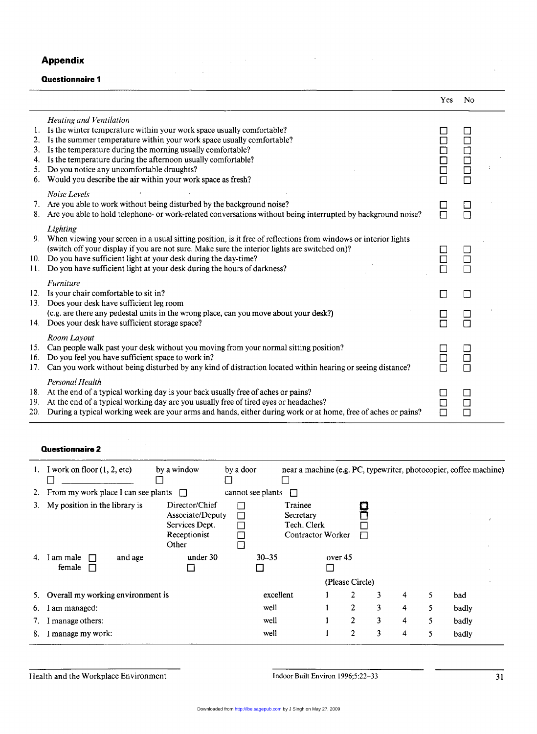## Appendix

### Questionnaire 1

| | | Yes | No |
|---|---|---|---|
| | *Heating and Ventilation* | | |
| 1. | Is the winter temperature within your work space usually comfortable? | ☐ | ☐ |
| 2. | Is the summer temperature within your work space usually comfortable? | ☐ | ☐ |
| 3. | Is the temperature during the morning usually comfortable? | ☐ | ☐ |
| 4. | Is the temperature during the afternoon usually comfortable? | ☐ | ☐ |
| 5. | Do you notice any uncomfortable draughts? | ☐ | ☐ |
| 6. | Would you describe the air within your work space as fresh? | ☐ | ☐ |
| | *Noise Levels* | | |
| 7. | Are you able to work without being disturbed by the background noise? | ☐ | ☐ |
| 8. | Are you able to hold telephone- or work-related conversations without being interrupted by background noise? | ☐ | ☐ |
| | *Lighting* | | |
| 9. | When viewing your screen in a usual sitting position, is it free of reflections from windows or interior lights (switch off your display if you are not sure. Make sure the interior lights are switched on)? | ☐ | ☐ |
| 10. | Do you have sufficient light at your desk during the day-time? | ☐ | ☐ |
| 11. | Do you have sufficient light at your desk during the hours of darkness? | ☐ | ☐ |
| | *Furniture* | | |
| 12. | Is your chair comfortable to sit in? | ☐ | ☐ |
| 13. | Does your desk have sufficient leg room (e.g. are there any pedestal units in the wrong place, can you move about your desk?) | ☐ | ☐ |
| 14. | Does your desk have sufficient storage space? | ☐ | ☐ |
| | *Room Layout* | | |
| 15. | Can people walk past your desk without you moving from your normal sitting position? | ☐ | ☐ |
| 16. | Do you feel you have sufficient space to work in? | ☐ | ☐ |
| 17. | Can you work without being disturbed by any kind of distraction located within hearing or seeing distance? | ☐ | ☐ |
| | *Personal Health* | | |
| 18. | At the end of a typical working day is your back usually free of aches or pains? | ☐ | ☐ |
| 19. | At the end of a typical working day are you usually free of tired eyes or headaches? | ☐ | ☐ |
| 20. | During a typical working week are your arms and hands, either during work or at home, free of aches or pains? | ☐ | ☐ |

### Questionnaire 2

1. I work on floor (1, 2, etc) ☐ \_\_\_\_\_\_\_\_ by a window ☐ by a door ☐ near a machine (e.g. PC, typewriter, photocopier, coffee machine) ☐
2. From my work place I can see plants ☐ cannot see plants ☐
3. My position in the library is Director/Chief ☐ Associate/Deputy ☐ Services Dept. ☐ Receptionist ☐ Other ☐ Trainee ☐ Secretary ☐ Tech. Clerk ☐ Contractor Worker ☐
4. I am male ☐ female ☐ and age under 30 ☐ 30–35 ☐ over 45 ☐

(Please Circle)

| | | | | | | | | |
|---|---|---|---|---|---|---|---|---|
| 5. | Overall my working environment is | excellent | 1 | 2 | 3 | 4 | 5 | bad |
| 6. | I am managed: | well | 1 | 2 | 3 | 4 | 5 | badly |
| 7. | I manage others: | well | 1 | 2 | 3 | 4 | 5 | badly |
| 8. | I manage my work: | well | 1 | 2 | 3 | 4 | 5 | badly |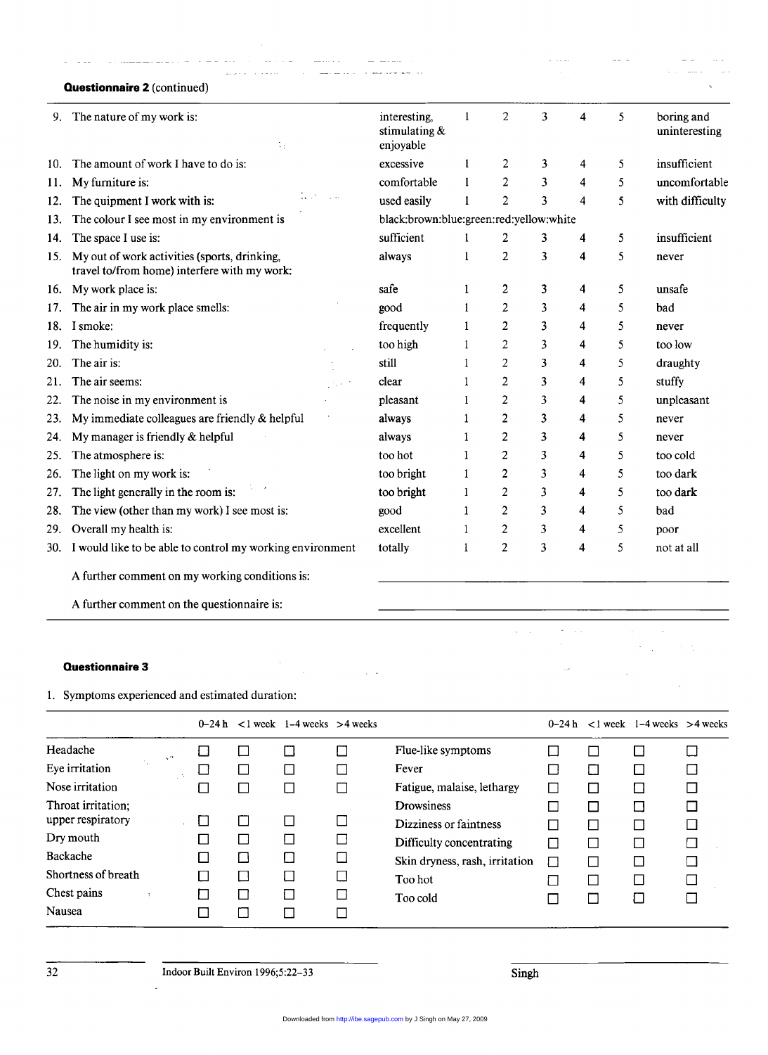**Questionnaire 2** (continued)

| | | | | | | | | |
|---|---|---|---|---|---|---|---|---|
| 9. | The nature of my work is: | interesting, stimulating & enjoyable | 1 | 2 | 3 | 4 | 5 | boring and uninteresting |
| 10. | The amount of work I have to do is: | excessive | 1 | 2 | 3 | 4 | 5 | insufficient |
| 11. | My furniture is: | comfortable | 1 | 2 | 3 | 4 | 5 | uncomfortable |
| 12. | The quipment I work with is: | used easily | 1 | 2 | 3 | 4 | 5 | with difficulty |
| 13. | The colour I see most in my environment is | black:brown:blue:green:red:yellow:white | | | | | | |
| 14. | The space I use is: | sufficient | 1 | 2 | 3 | 4 | 5 | insufficient |
| 15. | My out of work activities (sports, drinking, travel to/from home) interfere with my work: | always | 1 | 2 | 3 | 4 | 5 | never |
| 16. | My work place is: | safe | 1 | 2 | 3 | 4 | 5 | unsafe |
| 17. | The air in my work place smells: | good | 1 | 2 | 3 | 4 | 5 | bad |
| 18. | I smoke: | frequently | 1 | 2 | 3 | 4 | 5 | never |
| 19. | The humidity is: | too high | 1 | 2 | 3 | 4 | 5 | too low |
| 20. | The air is: | still | 1 | 2 | 3 | 4 | 5 | draughty |
| 21. | The air seems: | clear | 1 | 2 | 3 | 4 | 5 | stuffy |
| 22. | The noise in my environment is | pleasant | 1 | 2 | 3 | 4 | 5 | unpleasant |
| 23. | My immediate colleagues are friendly & helpful | always | 1 | 2 | 3 | 4 | 5 | never |
| 24. | My manager is friendly & helpful | always | 1 | 2 | 3 | 4 | 5 | never |
| 25. | The atmosphere is: | too hot | 1 | 2 | 3 | 4 | 5 | too cold |
| 26. | The light on my work is: | too bright | 1 | 2 | 3 | 4 | 5 | too dark |
| 27. | The light generally in the room is: | too bright | 1 | 2 | 3 | 4 | 5 | too dark |
| 28. | The view (other than my work) I see most is: | good | 1 | 2 | 3 | 4 | 5 | bad |
| 29. | Overall my health is: | excellent | 1 | 2 | 3 | 4 | 5 | poor |
| 30. | I would like to be able to control my working environment | totally | 1 | 2 | 3 | 4 | 5 | not at all |

A further comment on my working conditions is: \_\_\_\_\_\_\_\_\_\_\_\_\_\_\_\_\_\_\_\_\_\_\_\_

A further comment on the questionnaire is: \_\_\_\_\_\_\_\_\_\_\_\_\_\_\_\_\_\_\_\_\_\_\_\_

**Questionnaire 3**

1. Symptoms experienced and estimated duration:

| | 0–24 h | <1 week | 1–4 weeks | >4 weeks | | 0–24 h | <1 week | 1–4 weeks | >4 weeks |
|---|---|---|---|---|---|---|---|---|---|
| Headache | ☐ | ☐ | ☐ | ☐ | Flue-like symptoms | ☐ | ☐ | ☐ | ☐ |
| Eye irritation | ☐ | ☐ | ☐ | ☐ | Fever | ☐ | ☐ | ☐ | ☐ |
| Nose irritation | ☐ | ☐ | ☐ | ☐ | Fatigue, malaise, lethargy | ☐ | ☐ | ☐ | ☐ |
| Throat irritation; upper respiratory | ☐ | ☐ | ☐ | ☐ | Drowsiness | ☐ | ☐ | ☐ | ☐ |
| | | | | | Dizziness or faintness | ☐ | ☐ | ☐ | ☐ |
| Dry mouth | ☐ | ☐ | ☐ | ☐ | Difficulty concentrating | ☐ | ☐ | ☐ | ☐ |
| Backache | ☐ | ☐ | ☐ | ☐ | Skin dryness, rash, irritation | ☐ | ☐ | ☐ | ☐ |
| Shortness of breath | ☐ | ☐ | ☐ | ☐ | Too hot | ☐ | ☐ | ☐ | ☐ |
| Chest pains | ☐ | ☐ | ☐ | ☐ | Too cold | ☐ | ☐ | ☐ | ☐ |
| Nausea | ☐ | ☐ | ☐ | ☐ | | | | | |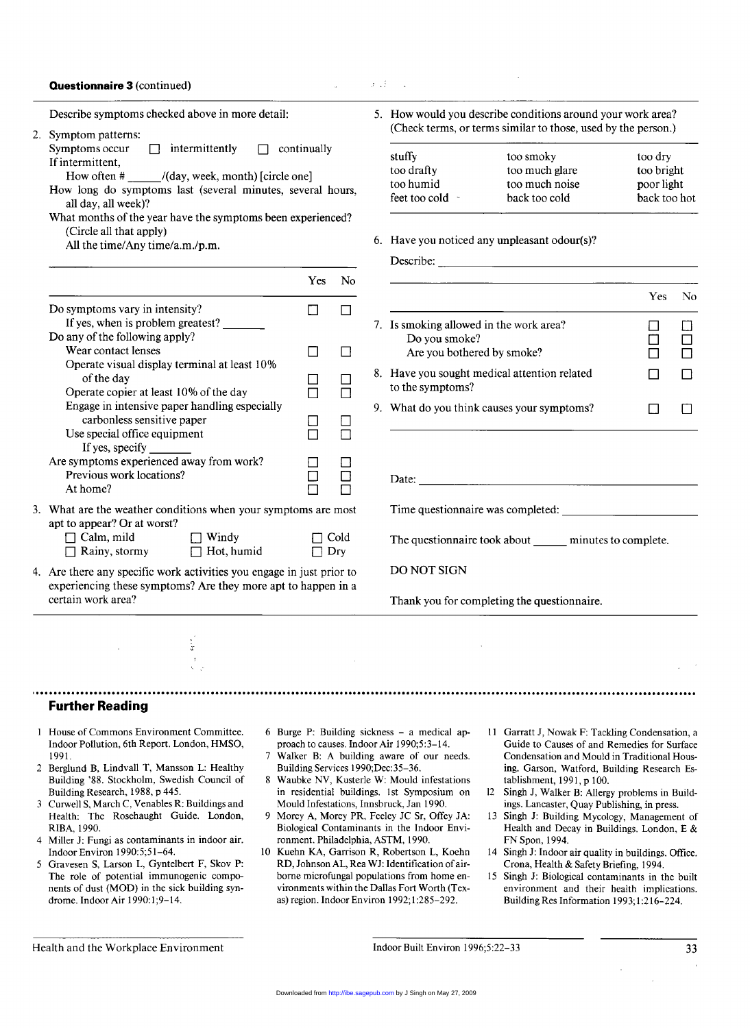**Questionnaire 3** (continued)

Describe symptoms checked above in more detail:

2. Symptom patterns:
   Symptoms occur ☐ intermittently ☐ continually
   If intermittent,
   How often # ______/(day, week, month) [circle one]
   How long do symptoms last (several minutes, several hours, all day, all week)?
   What months of the year have the symptoms been experienced? (Circle all that apply)
   All the time/Any time/a.m./p.m.

| | Yes | No |
|---|---|---|
| Do symptoms vary in intensity? | ☐ | ☐ |
| If yes, when is problem greatest? _______ | | |
| Do any of the following apply? | | |
| Wear contact lenses | ☐ | ☐ |
| Operate visual display terminal at least 10% of the day | ☐ | ☐ |
| Operate copier at least 10% of the day | ☐ | ☐ |
| Engage in intensive paper handling especially carbonless sensitive paper | ☐ | ☐ |
| Use special office equipment | ☐ | ☐ |
| If yes, specify _______ | | |
| Are symptoms experienced away from work? | ☐ | ☐ |
| Previous work locations? | ☐ | ☐ |
| At home? | ☐ | ☐ |

3. What are the weather conditions when your symptoms are most apt to appear? Or at worst?
   ☐ Calm, mild ☐ Windy ☐ Cold
   ☐ Rainy, stormy ☐ Hot, humid ☐ Dry

4. Are there any specific work activities you engage in just prior to experiencing these symptoms? Are they more apt to happen in a certain work area?

5. How would you describe conditions around your work area? (Check terms, or terms similar to those, used by the person.)

| | | |
|---|---|---|
| stuffy | too smoky | too dry |
| too drafty | too much glare | too bright |
| too humid | too much noise | poor light |
| feet too cold | back too cold | back too hot |

6. Have you noticed any unpleasant odour(s)?
   Describe: ____________________

| | Yes | No |
|---|---|---|
| 7. Is smoking allowed in the work area? | ☐ | ☐ |
| Do you smoke? | ☐ | ☐ |
| Are you bothered by smoke? | ☐ | ☐ |
| 8. Have you sought medical attention related to the symptoms? | ☐ | ☐ |
| 9. What do you think causes your symptoms? | ☐ | ☐ |

Date: ____________________

Time questionnaire was completed: ____________________

The questionnaire took about _____ minutes to complete.

DO NOT SIGN

Thank you for completing the questionnaire.

## Further Reading

1. House of Commons Environment Committee. Indoor Pollution, 6th Report. London, HMSO, 1991.
2. Berglund B, Lindvall T, Mansson L: Healthy Building '88. Stockholm, Swedish Council of Building Research, 1988, p 445.
3. Curwell S, March C, Venables R: Buildings and Health: The Rosehaught Guide. London, RIBA, 1990.
4. Miller J: Fungi as contaminants in indoor air. Indoor Environ 1990:5;51–64.
5. Gravesen S, Larson L, Gyntelbert F, Skov P: The role of potential immunogenic components of dust (MOD) in the sick building syndrome. Indoor Air 1990:1;9–14.
6. Burge P: Building sickness – a medical approach to causes. Indoor Air 1990;5:3–14.
7. Walker B: A building aware of our needs. Building Services 1990;Dec:35–36.
8. Waubke NV, Kusterle W: Mould infestations in residential buildings. 1st Symposium on Mould Infestations, Innsbruck, Jan 1990.
9. Morey A, Morey PR, Feeley JC Sr, Offey JA: Biological Contaminants in the Indoor Environment. Philadelphia, ASTM, 1990.
10. Kuehn KA, Garrison R, Robertson L, Koehn RD, Johnson AL, Rea WJ: Identification of airborne microfungal populations from home environments within the Dallas Fort Worth (Texas) region. Indoor Environ 1992;1:285–292.
11. Garratt J, Nowak F: Tackling Condensation, a Guide to Causes of and Remedies for Surface Condensation and Mould in Traditional Housing. Garson, Watford, Building Research Establishment, 1991, p 100.
12. Singh J, Walker B: Allergy problems in Buildings. Lancaster, Quay Publishing, in press.
13. Singh J: Building Mycology, Management of Health and Decay in Buildings. London, E & FN Spon, 1994.
14. Singh J: Indoor air quality in buildings. Office. Crona, Health & Safety Briefing, 1994.
15. Singh J: Biological contaminants in the built environment and their health implications. Building Res Information 1993;1:216–224.